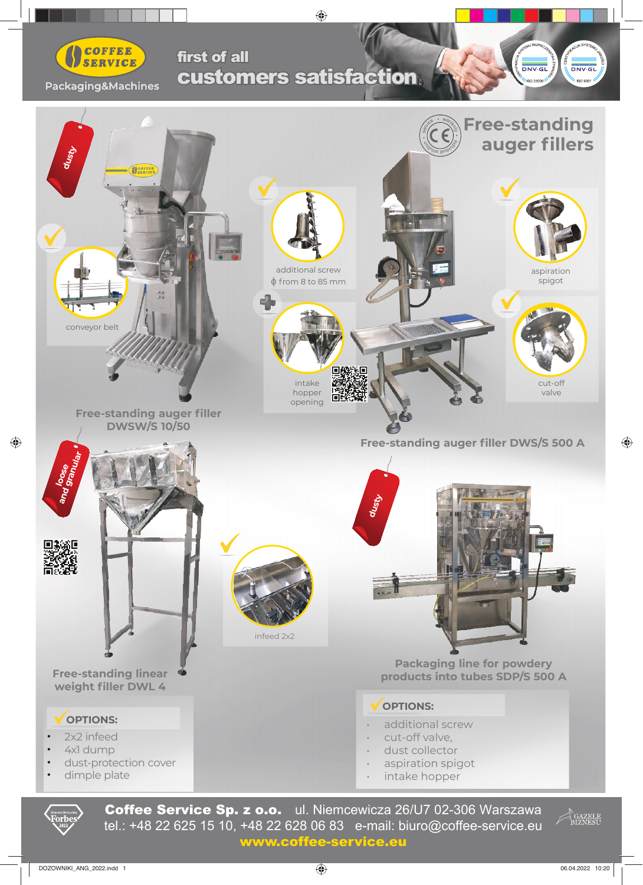COFFEE SERVICE

Packaging&Machines

first of all
customers satisfaction

# Free-standing auger fillers

dusty

conveyor belt

additional screw
ϕ from 8 to 85 mm

intake hopper opening

aspiration spigot

cut-off valve

## Free-standing auger filler DWSW/S 10/50

## Free-standing auger filler DWS/S 500 A

loose and granular

infeed 2x2

dusty

## Free-standing linear weight filler DWL 4

### OPTIONS:

- 2x2 infeed
- 4x1 dump
- dust-protection cover
- dimple plate

## Packaging line for powdery products into tubes SDP/S 500 A

### OPTIONS:

- additional screw
- cut-off valve,
- dust collector
- aspiration spigot
- intake hopper

**Coffee Service Sp. z o.o.** ul. Niemcewicza 26/U7 02-306 Warszawa
tel.: +48 22 625 15 10, +48 22 628 06 83 e-mail: biuro@coffee-service.eu
**www.coffee-service.eu**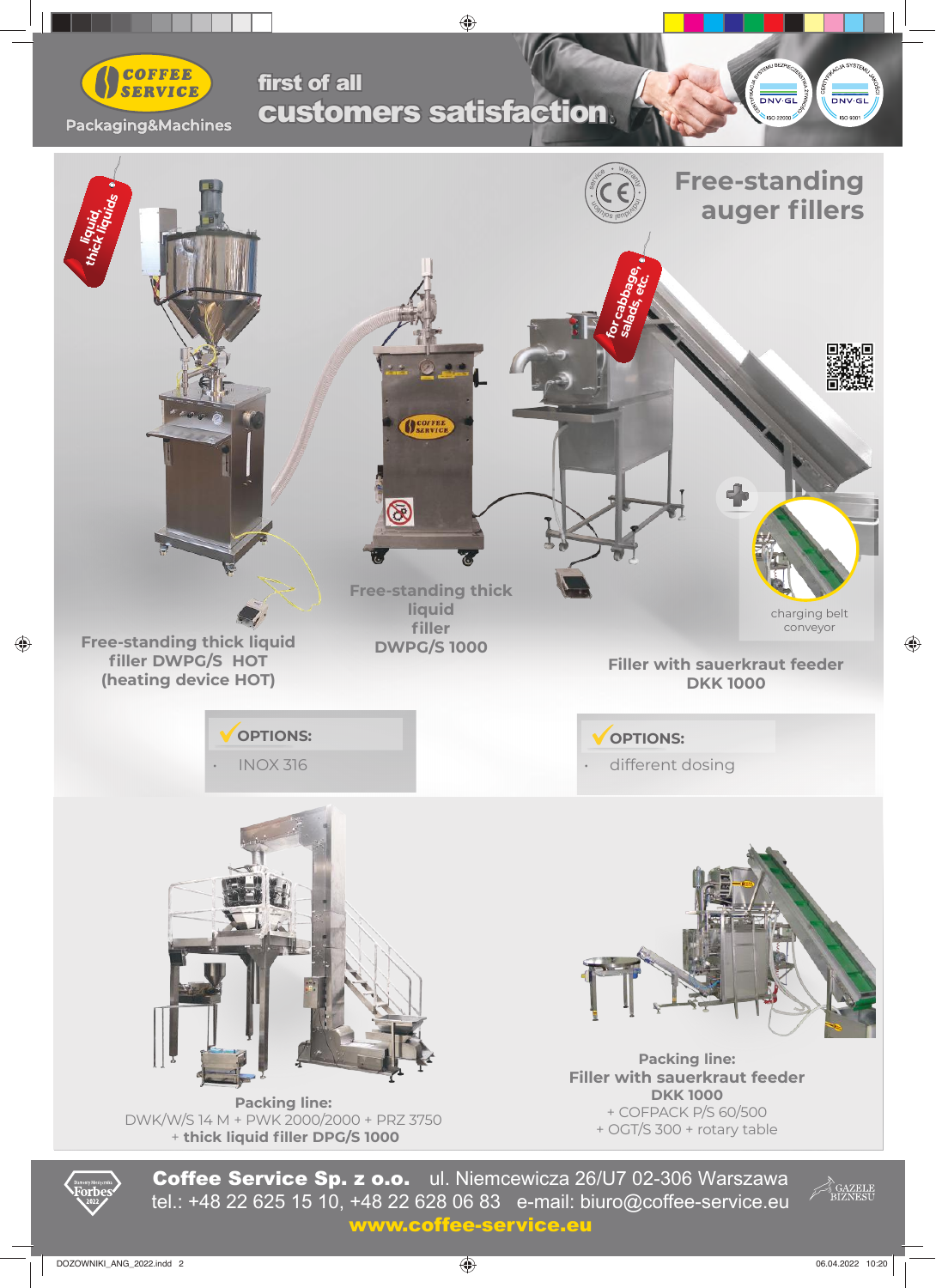COFFEE SERVICE

Packaging&Machines

first of all
customers satisfaction

# Free-standing auger fillers

liquid, thick liquids

for cabbage, salads, etc.

**Free-standing thick liquid filler DWPG/S HOT (heating device HOT)**

**Free-standing thick liquid filler DWPG/S 1000**

charging belt conveyor

**Filler with sauerkraut feeder DKK 1000**

**OPTIONS:**

- INOX 316

**OPTIONS:**

- different dosing

**Packing line:**
DWK/W/S 14 M + PWK 2000/2000 + PRZ 3750
+ **thick liquid filler DPG/S 1000**

**Packing line:**
**Filler with sauerkraut feeder DKK 1000**
+ COFPACK P/S 60/500
+ OGT/S 300 + rotary table

**Coffee Service Sp. z o.o.** ul. Niemcewicza 26/U7 02-306 Warszawa
tel.: +48 22 625 15 10, +48 22 628 06 83 e-mail: biuro@coffee-service.eu
**www.coffee-service.eu**